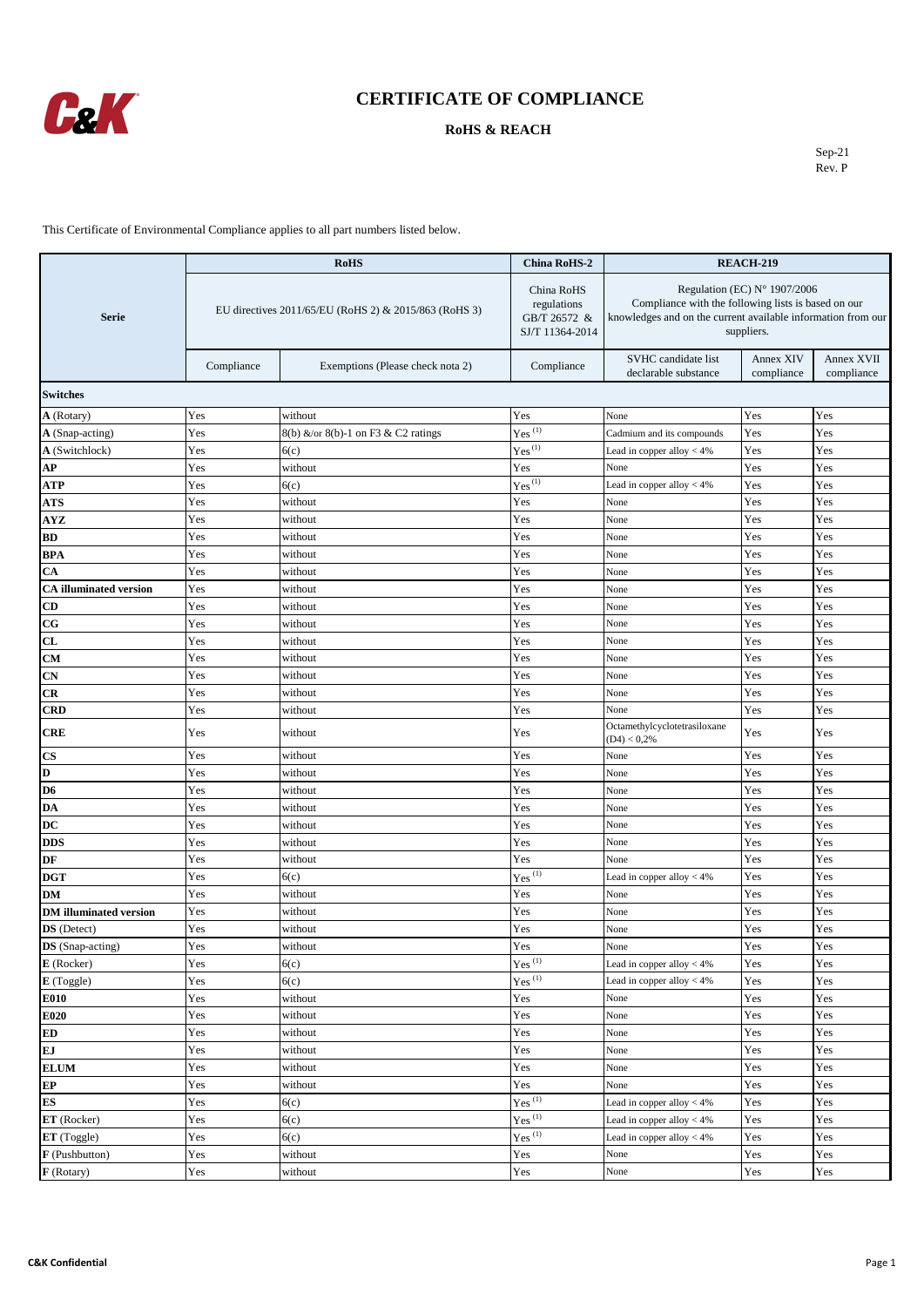# CERTIFICATE OF COMPLIANCE

## RoHS & REACH

Sep-21
Rev. P

This Certificate of Environmental Compliance applies to all part numbers listed below.

| Serie | RoHS | | China RoHS-2 | REACH-219 | | |
|---|---|---|---|---|---|---|
| | EU directives 2011/65/EU (RoHS 2) & 2015/863 (RoHS 3) | | China RoHS regulations GB/T 26572 & SJ/T 11364-2014 | Regulation (EC) N° 1907/2006 Compliance with the following lists is based on our knowledges and on the current available information from our suppliers. | | |
| | Compliance | Exemptions (Please check nota 2) | Compliance | SVHC candidate list declarable substance | Annex XIV compliance | Annex XVII compliance |
| **Switches** | | | | | | |
| **A** (Rotary) | Yes | without | Yes | None | Yes | Yes |
| **A** (Snap-acting) | Yes | 8(b) &/or 8(b)-1 on F3 & C2 ratings | Yes (1) | Cadmium and its compounds | Yes | Yes |
| **A** (Switchlock) | Yes | 6(c) | Yes (1) | Lead in copper alloy < 4% | Yes | Yes |
| **AP** | Yes | without | Yes | None | Yes | Yes |
| **ATP** | Yes | 6(c) | Yes (1) | Lead in copper alloy < 4% | Yes | Yes |
| **ATS** | Yes | without | Yes | None | Yes | Yes |
| **AYZ** | Yes | without | Yes | None | Yes | Yes |
| **BD** | Yes | without | Yes | None | Yes | Yes |
| **BPA** | Yes | without | Yes | None | Yes | Yes |
| **CA** | Yes | without | Yes | None | Yes | Yes |
| **CA illuminated version** | Yes | without | Yes | None | Yes | Yes |
| **CD** | Yes | without | Yes | None | Yes | Yes |
| **CG** | Yes | without | Yes | None | Yes | Yes |
| **CL** | Yes | without | Yes | None | Yes | Yes |
| **CM** | Yes | without | Yes | None | Yes | Yes |
| **CN** | Yes | without | Yes | None | Yes | Yes |
| **CR** | Yes | without | Yes | None | Yes | Yes |
| **CRD** | Yes | without | Yes | None | Yes | Yes |
| **CRE** | Yes | without | Yes | Octamethylcyclotetrasiloxane (D4) < 0,2% | Yes | Yes |
| **CS** | Yes | without | Yes | None | Yes | Yes |
| **D** | Yes | without | Yes | None | Yes | Yes |
| **D6** | Yes | without | Yes | None | Yes | Yes |
| **DA** | Yes | without | Yes | None | Yes | Yes |
| **DC** | Yes | without | Yes | None | Yes | Yes |
| **DDS** | Yes | without | Yes | None | Yes | Yes |
| **DF** | Yes | without | Yes | None | Yes | Yes |
| **DGT** | Yes | 6(c) | Yes (1) | Lead in copper alloy < 4% | Yes | Yes |
| **DM** | Yes | without | Yes | None | Yes | Yes |
| **DM illuminated version** | Yes | without | Yes | None | Yes | Yes |
| **DS** (Detect) | Yes | without | Yes | None | Yes | Yes |
| **DS** (Snap-acting) | Yes | without | Yes | None | Yes | Yes |
| **E** (Rocker) | Yes | 6(c) | Yes (1) | Lead in copper alloy < 4% | Yes | Yes |
| **E** (Toggle) | Yes | 6(c) | Yes (1) | Lead in copper alloy < 4% | Yes | Yes |
| **E010** | Yes | without | Yes | None | Yes | Yes |
| **E020** | Yes | without | Yes | None | Yes | Yes |
| **ED** | Yes | without | Yes | None | Yes | Yes |
| **EJ** | Yes | without | Yes | None | Yes | Yes |
| **ELUM** | Yes | without | Yes | None | Yes | Yes |
| **EP** | Yes | without | Yes | None | Yes | Yes |
| **ES** | Yes | 6(c) | Yes (1) | Lead in copper alloy < 4% | Yes | Yes |
| **ET** (Rocker) | Yes | 6(c) | Yes (1) | Lead in copper alloy < 4% | Yes | Yes |
| **ET** (Toggle) | Yes | 6(c) | Yes (1) | Lead in copper alloy < 4% | Yes | Yes |
| **F** (Pushbutton) | Yes | without | Yes | None | Yes | Yes |
| **F** (Rotary) | Yes | without | Yes | None | Yes | Yes |

C&K Confidential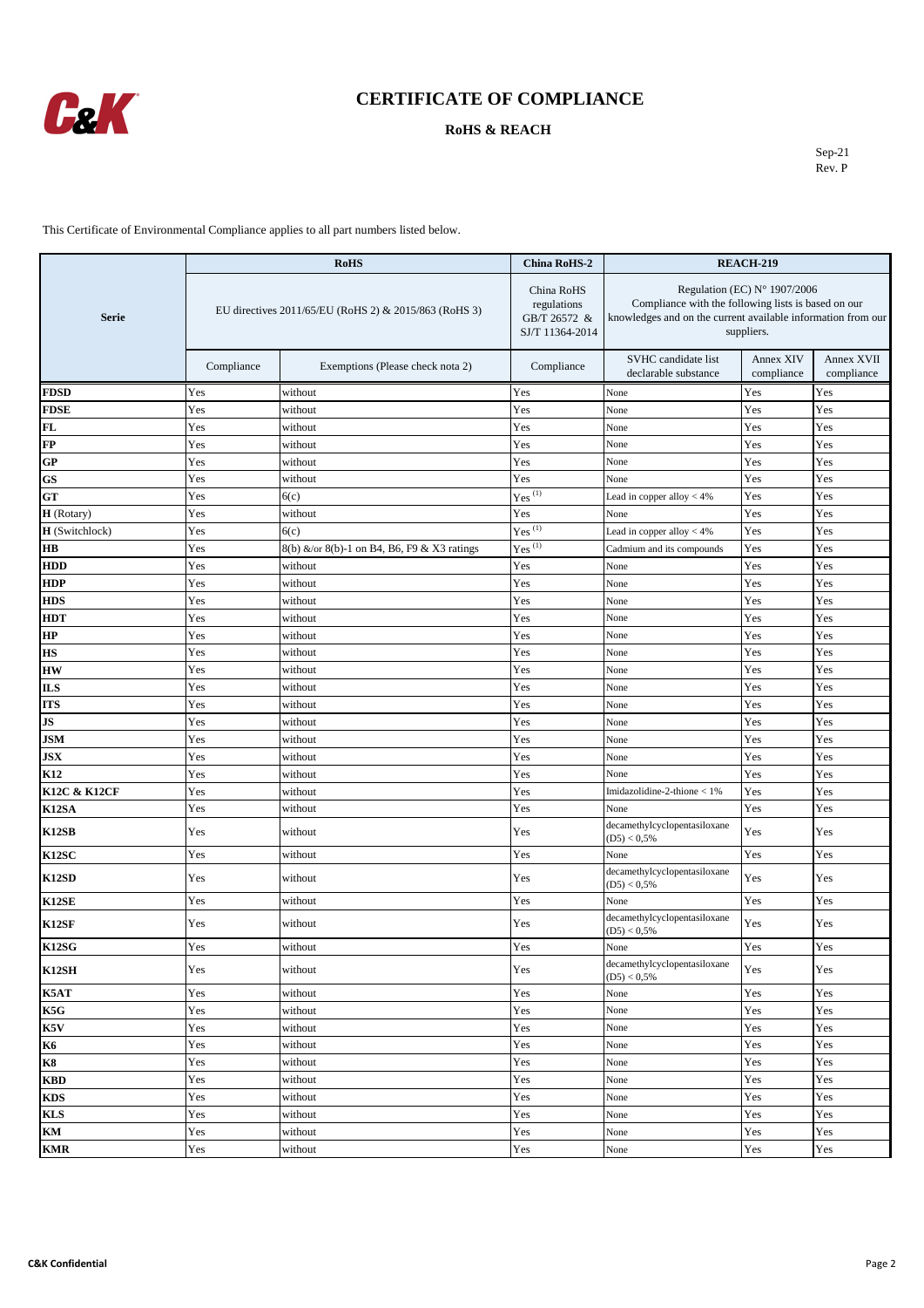# CERTIFICATE OF COMPLIANCE

## RoHS & REACH

Sep-21
Rev. P

This Certificate of Environmental Compliance applies to all part numbers listed below.

| Serie | RoHS | | China RoHS-2 | REACH-219 | | |
|---|---|---|---|---|---|---|
| | EU directives 2011/65/EU (RoHS 2) & 2015/863 (RoHS 3) | | China RoHS regulations GB/T 26572 & SJ/T 11364-2014 | Regulation (EC) N° 1907/2006 Compliance with the following lists is based on our knowledges and on the current available information from our suppliers. | | |
| | Compliance | Exemptions (Please check nota 2) | Compliance | SVHC candidate list declarable substance | Annex XIV compliance | Annex XVII compliance |
| **FDSD** | Yes | without | Yes | None | Yes | Yes |
| **FDSE** | Yes | without | Yes | None | Yes | Yes |
| **FL** | Yes | without | Yes | None | Yes | Yes |
| **FP** | Yes | without | Yes | None | Yes | Yes |
| **GP** | Yes | without | Yes | None | Yes | Yes |
| **GS** | Yes | without | Yes | None | Yes | Yes |
| **GT** | Yes | 6(c) | Yes (1) | Lead in copper alloy < 4% | Yes | Yes |
| **H** (Rotary) | Yes | without | Yes | None | Yes | Yes |
| **H** (Switchlock) | Yes | 6(c) | Yes (1) | Lead in copper alloy < 4% | Yes | Yes |
| **HB** | Yes | 8(b) &/or 8(b)-1 on B4, B6, F9 & X3 ratings | Yes (1) | Cadmium and its compounds | Yes | Yes |
| **HDD** | Yes | without | Yes | None | Yes | Yes |
| **HDP** | Yes | without | Yes | None | Yes | Yes |
| **HDS** | Yes | without | Yes | None | Yes | Yes |
| **HDT** | Yes | without | Yes | None | Yes | Yes |
| **HP** | Yes | without | Yes | None | Yes | Yes |
| **HS** | Yes | without | Yes | None | Yes | Yes |
| **HW** | Yes | without | Yes | None | Yes | Yes |
| **ILS** | Yes | without | Yes | None | Yes | Yes |
| **ITS** | Yes | without | Yes | None | Yes | Yes |
| **JS** | Yes | without | Yes | None | Yes | Yes |
| **JSM** | Yes | without | Yes | None | Yes | Yes |
| **JSX** | Yes | without | Yes | None | Yes | Yes |
| **K12** | Yes | without | Yes | None | Yes | Yes |
| **K12C & K12CF** | Yes | without | Yes | Imidazolidine-2-thione < 1% | Yes | Yes |
| **K12SA** | Yes | without | Yes | None | Yes | Yes |
| **K12SB** | Yes | without | Yes | decamethylcyclopentasiloxane (D5) < 0,5% | Yes | Yes |
| **K12SC** | Yes | without | Yes | None | Yes | Yes |
| **K12SD** | Yes | without | Yes | decamethylcyclopentasiloxane (D5) < 0,5% | Yes | Yes |
| **K12SE** | Yes | without | Yes | None | Yes | Yes |
| **K12SF** | Yes | without | Yes | decamethylcyclopentasiloxane (D5) < 0,5% | Yes | Yes |
| **K12SG** | Yes | without | Yes | None | Yes | Yes |
| **K12SH** | Yes | without | Yes | decamethylcyclopentasiloxane (D5) < 0,5% | Yes | Yes |
| **K5AT** | Yes | without | Yes | None | Yes | Yes |
| **K5G** | Yes | without | Yes | None | Yes | Yes |
| **K5V** | Yes | without | Yes | None | Yes | Yes |
| **K6** | Yes | without | Yes | None | Yes | Yes |
| **K8** | Yes | without | Yes | None | Yes | Yes |
| **KBD** | Yes | without | Yes | None | Yes | Yes |
| **KDS** | Yes | without | Yes | None | Yes | Yes |
| **KLS** | Yes | without | Yes | None | Yes | Yes |
| **KM** | Yes | without | Yes | None | Yes | Yes |
| **KMR** | Yes | without | Yes | None | Yes | Yes |

**C&K Confidential**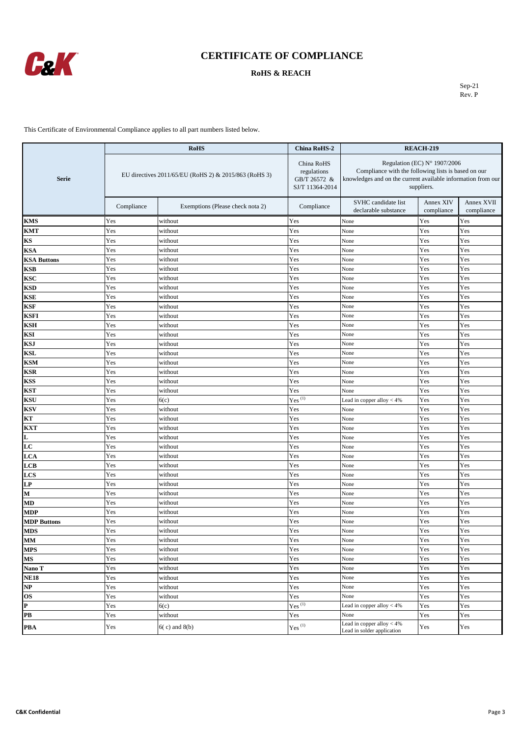# CERTIFICATE OF COMPLIANCE

## RoHS & REACH

Sep-21
Rev. P

This Certificate of Environmental Compliance applies to all part numbers listed below.

| Serie | RoHS | | China RoHS-2 | REACH-219 | | |
|---|---|---|---|---|---|---|
| | EU directives 2011/65/EU (RoHS 2) & 2015/863 (RoHS 3) | | China RoHS regulations GB/T 26572 & SJ/T 11364-2014 | Regulation (EC) N° 1907/2006 Compliance with the following lists is based on our knowledges and on the current available information from our suppliers. | | |
| | Compliance | Exemptions (Please check nota 2) | Compliance | SVHC candidate list declarable substance | Annex XIV compliance | Annex XVII compliance |
| **KMS** | Yes | without | Yes | None | Yes | Yes |
| **KMT** | Yes | without | Yes | None | Yes | Yes |
| **KS** | Yes | without | Yes | None | Yes | Yes |
| **KSA** | Yes | without | Yes | None | Yes | Yes |
| **KSA Buttons** | Yes | without | Yes | None | Yes | Yes |
| **KSB** | Yes | without | Yes | None | Yes | Yes |
| **KSC** | Yes | without | Yes | None | Yes | Yes |
| **KSD** | Yes | without | Yes | None | Yes | Yes |
| **KSE** | Yes | without | Yes | None | Yes | Yes |
| **KSF** | Yes | without | Yes | None | Yes | Yes |
| **KSFI** | Yes | without | Yes | None | Yes | Yes |
| **KSH** | Yes | without | Yes | None | Yes | Yes |
| **KSI** | Yes | without | Yes | None | Yes | Yes |
| **KSJ** | Yes | without | Yes | None | Yes | Yes |
| **KSL** | Yes | without | Yes | None | Yes | Yes |
| **KSM** | Yes | without | Yes | None | Yes | Yes |
| **KSR** | Yes | without | Yes | None | Yes | Yes |
| **KSS** | Yes | without | Yes | None | Yes | Yes |
| **KST** | Yes | without | Yes | None | Yes | Yes |
| **KSU** | Yes | 6(c) | Yes (1) | Lead in copper alloy < 4% | Yes | Yes |
| **KSV** | Yes | without | Yes | None | Yes | Yes |
| **KT** | Yes | without | Yes | None | Yes | Yes |
| **KXT** | Yes | without | Yes | None | Yes | Yes |
| **L** | Yes | without | Yes | None | Yes | Yes |
| **LC** | Yes | without | Yes | None | Yes | Yes |
| **LCA** | Yes | without | Yes | None | Yes | Yes |
| **LCB** | Yes | without | Yes | None | Yes | Yes |
| **LCS** | Yes | without | Yes | None | Yes | Yes |
| **LP** | Yes | without | Yes | None | Yes | Yes |
| **M** | Yes | without | Yes | None | Yes | Yes |
| **MD** | Yes | without | Yes | None | Yes | Yes |
| **MDP** | Yes | without | Yes | None | Yes | Yes |
| **MDP Buttons** | Yes | without | Yes | None | Yes | Yes |
| **MDS** | Yes | without | Yes | None | Yes | Yes |
| **MM** | Yes | without | Yes | None | Yes | Yes |
| **MPS** | Yes | without | Yes | None | Yes | Yes |
| **MS** | Yes | without | Yes | None | Yes | Yes |
| **Nano T** | Yes | without | Yes | None | Yes | Yes |
| **NE18** | Yes | without | Yes | None | Yes | Yes |
| **NP** | Yes | without | Yes | None | Yes | Yes |
| **OS** | Yes | without | Yes | None | Yes | Yes |
| **P** | Yes | 6(c) | Yes (1) | Lead in copper alloy < 4% | Yes | Yes |
| **PB** | Yes | without | Yes | None | Yes | Yes |
| **PBA** | Yes | 6( c) and 8(b) | Yes (1) | Lead in copper alloy < 4% Lead in solder application | Yes | Yes |

**C&K Confidential**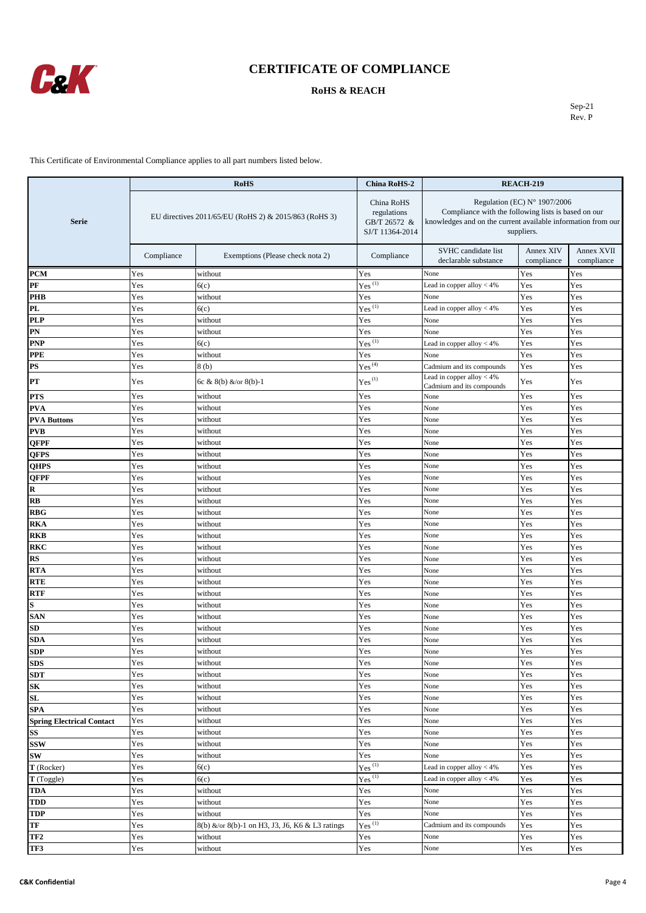# CERTIFICATE OF COMPLIANCE

## RoHS & REACH

Sep-21
Rev. P

This Certificate of Environmental Compliance applies to all part numbers listed below.

| Serie | RoHS | | China RoHS-2 | REACH-219 | | |
|---|---|---|---|---|---|---|
| | EU directives 2011/65/EU (RoHS 2) & 2015/863 (RoHS 3) | | China RoHS regulations GB/T 26572 & SJ/T 11364-2014 | Regulation (EC) N° 1907/2006 Compliance with the following lists is based on our knowledges and on the current available information from our suppliers. | | |
| | Compliance | Exemptions (Please check nota 2) | Compliance | SVHC candidate list declarable substance | Annex XIV compliance | Annex XVII compliance |
| **PCM** | Yes | without | Yes | None | Yes | Yes |
| **PF** | Yes | 6(c) | Yes [(1)] | Lead in copper alloy < 4% | Yes | Yes |
| **PHB** | Yes | without | Yes | None | Yes | Yes |
| **PL** | Yes | 6(c) | Yes [(1)] | Lead in copper alloy < 4% | Yes | Yes |
| **PLP** | Yes | without | Yes | None | Yes | Yes |
| **PN** | Yes | without | Yes | None | Yes | Yes |
| **PNP** | Yes | 6(c) | Yes [(1)] | Lead in copper alloy < 4% | Yes | Yes |
| **PPE** | Yes | without | Yes | None | Yes | Yes |
| **PS** | Yes | 8 (b) | Yes [(4)] | Cadmium and its compounds | Yes | Yes |
| **PT** | Yes | 6c & 8(b) &/or 8(b)-1 | Yes [(1)] | Lead in copper alloy < 4% Cadmium and its compounds | Yes | Yes |
| **PTS** | Yes | without | Yes | None | Yes | Yes |
| **PVA** | Yes | without | Yes | None | Yes | Yes |
| **PVA Buttons** | Yes | without | Yes | None | Yes | Yes |
| **PVB** | Yes | without | Yes | None | Yes | Yes |
| **QFPF** | Yes | without | Yes | None | Yes | Yes |
| **QFPS** | Yes | without | Yes | None | Yes | Yes |
| **QHPS** | Yes | without | Yes | None | Yes | Yes |
| **QFPF** | Yes | without | Yes | None | Yes | Yes |
| **R** | Yes | without | Yes | None | Yes | Yes |
| **RB** | Yes | without | Yes | None | Yes | Yes |
| **RBG** | Yes | without | Yes | None | Yes | Yes |
| **RKA** | Yes | without | Yes | None | Yes | Yes |
| **RKB** | Yes | without | Yes | None | Yes | Yes |
| **RKC** | Yes | without | Yes | None | Yes | Yes |
| **RS** | Yes | without | Yes | None | Yes | Yes |
| **RTA** | Yes | without | Yes | None | Yes | Yes |
| **RTE** | Yes | without | Yes | None | Yes | Yes |
| **RTF** | Yes | without | Yes | None | Yes | Yes |
| **S** | Yes | without | Yes | None | Yes | Yes |
| **SAN** | Yes | without | Yes | None | Yes | Yes |
| **SD** | Yes | without | Yes | None | Yes | Yes |
| **SDA** | Yes | without | Yes | None | Yes | Yes |
| **SDP** | Yes | without | Yes | None | Yes | Yes |
| **SDS** | Yes | without | Yes | None | Yes | Yes |
| **SDT** | Yes | without | Yes | None | Yes | Yes |
| **SK** | Yes | without | Yes | None | Yes | Yes |
| **SL** | Yes | without | Yes | None | Yes | Yes |
| **SPA** | Yes | without | Yes | None | Yes | Yes |
| **Spring Electrical Contact** | Yes | without | Yes | None | Yes | Yes |
| **SS** | Yes | without | Yes | None | Yes | Yes |
| **SSW** | Yes | without | Yes | None | Yes | Yes |
| **SW** | Yes | without | Yes | None | Yes | Yes |
| **T** (Rocker) | Yes | 6(c) | Yes [(1)] | Lead in copper alloy < 4% | Yes | Yes |
| **T** (Toggle) | Yes | 6(c) | Yes [(1)] | Lead in copper alloy < 4% | Yes | Yes |
| **TDA** | Yes | without | Yes | None | Yes | Yes |
| **TDD** | Yes | without | Yes | None | Yes | Yes |
| **TDP** | Yes | without | Yes | None | Yes | Yes |
| **TF** | Yes | 8(b) &/or 8(b)-1 on H3, J3, J6, K6 & L3 ratings | Yes [(1)] | Cadmium and its compounds | Yes | Yes |
| **TF2** | Yes | without | Yes | None | Yes | Yes |
| **TF3** | Yes | without | Yes | None | Yes | Yes |

**C&K Confidential**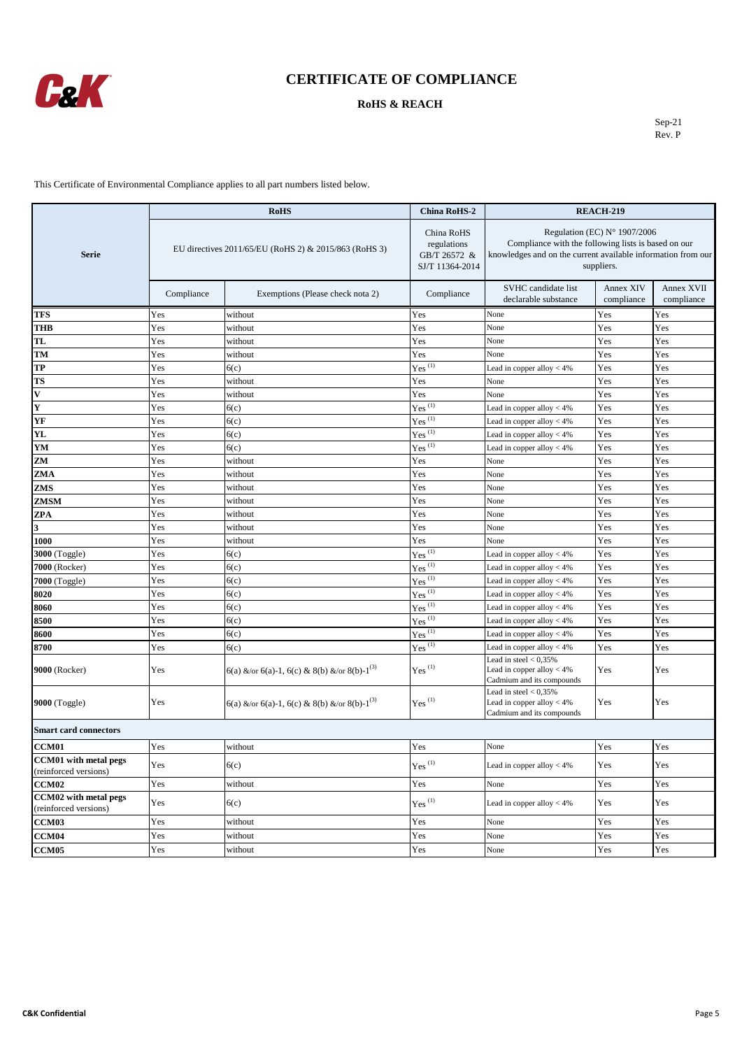# CERTIFICATE OF COMPLIANCE

## RoHS & REACH

Sep-21
Rev. P

This Certificate of Environmental Compliance applies to all part numbers listed below.

| Serie | RoHS | | China RoHS-2 | REACH-219 | | |
|---|---|---|---|---|---|---|
| | EU directives 2011/65/EU (RoHS 2) & 2015/863 (RoHS 3) | | China RoHS regulations GB/T 26572 & SJ/T 11364-2014 | Regulation (EC) N° 1907/2006 Compliance with the following lists is based on our knowledges and on the current available information from our suppliers. | | |
| | Compliance | Exemptions (Please check nota 2) | Compliance | SVHC candidate list declarable substance | Annex XIV compliance | Annex XVII compliance |
| **TFS** | Yes | without | Yes | None | Yes | Yes |
| **THB** | Yes | without | Yes | None | Yes | Yes |
| **TL** | Yes | without | Yes | None | Yes | Yes |
| **TM** | Yes | without | Yes | None | Yes | Yes |
| **TP** | Yes | 6(c) | Yes (1) | Lead in copper alloy < 4% | Yes | Yes |
| **TS** | Yes | without | Yes | None | Yes | Yes |
| **V** | Yes | without | Yes | None | Yes | Yes |
| **Y** | Yes | 6(c) | Yes (1) | Lead in copper alloy < 4% | Yes | Yes |
| **YF** | Yes | 6(c) | Yes (1) | Lead in copper alloy < 4% | Yes | Yes |
| **YL** | Yes | 6(c) | Yes (1) | Lead in copper alloy < 4% | Yes | Yes |
| **YM** | Yes | 6(c) | Yes (1) | Lead in copper alloy < 4% | Yes | Yes |
| **ZM** | Yes | without | Yes | None | Yes | Yes |
| **ZMA** | Yes | without | Yes | None | Yes | Yes |
| **ZMS** | Yes | without | Yes | None | Yes | Yes |
| **ZMSM** | Yes | without | Yes | None | Yes | Yes |
| **ZPA** | Yes | without | Yes | None | Yes | Yes |
| **3** | Yes | without | Yes | None | Yes | Yes |
| **1000** | Yes | without | Yes | None | Yes | Yes |
| **3000** (Toggle) | Yes | 6(c) | Yes (1) | Lead in copper alloy < 4% | Yes | Yes |
| **7000** (Rocker) | Yes | 6(c) | Yes (1) | Lead in copper alloy < 4% | Yes | Yes |
| **7000** (Toggle) | Yes | 6(c) | Yes (1) | Lead in copper alloy < 4% | Yes | Yes |
| **8020** | Yes | 6(c) | Yes (1) | Lead in copper alloy < 4% | Yes | Yes |
| **8060** | Yes | 6(c) | Yes (1) | Lead in copper alloy < 4% | Yes | Yes |
| **8500** | Yes | 6(c) | Yes (1) | Lead in copper alloy < 4% | Yes | Yes |
| **8600** | Yes | 6(c) | Yes (1) | Lead in copper alloy < 4% | Yes | Yes |
| **8700** | Yes | 6(c) | Yes (1) | Lead in copper alloy < 4% | Yes | Yes |
| **9000** (Rocker) | Yes | 6(a) &/or 6(a)-1, 6(c) & 8(b) &/or 8(b)-1 (3) | Yes (1) | Lead in steel < 0,35%<br>Lead in copper alloy < 4%<br>Cadmium and its compounds | Yes | Yes |
| **9000** (Toggle) | Yes | 6(a) &/or 6(a)-1, 6(c) & 8(b) &/or 8(b)-1 (3) | Yes (1) | Lead in steel < 0,35%<br>Lead in copper alloy < 4%<br>Cadmium and its compounds | Yes | Yes |
| **Smart card connectors** | | | | | | |
| **CCM01** | Yes | without | Yes | None | Yes | Yes |
| **CCM01 with metal pegs** (reinforced versions) | Yes | 6(c) | Yes (1) | Lead in copper alloy < 4% | Yes | Yes |
| **CCM02** | Yes | without | Yes | None | Yes | Yes |
| **CCM02 with metal pegs** (reinforced versions) | Yes | 6(c) | Yes (1) | Lead in copper alloy < 4% | Yes | Yes |
| **CCM03** | Yes | without | Yes | None | Yes | Yes |
| **CCM04** | Yes | without | Yes | None | Yes | Yes |
| **CCM05** | Yes | without | Yes | None | Yes | Yes |

**C&K Confidential**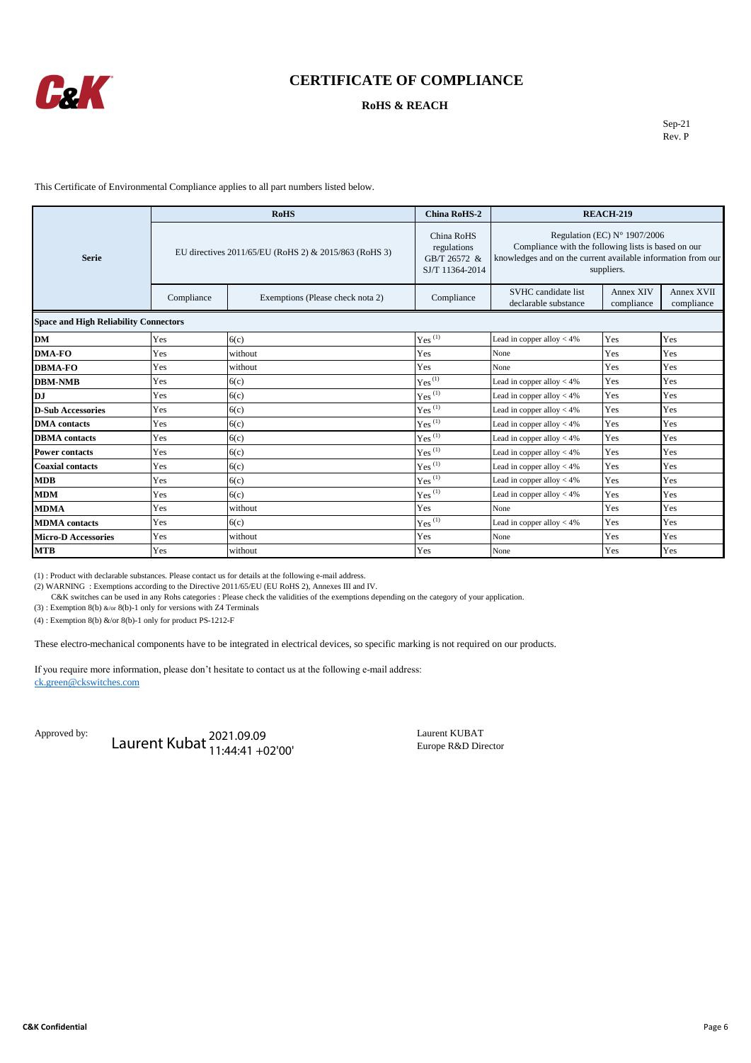# CERTIFICATE OF COMPLIANCE

## RoHS & REACH

Sep-21
Rev. P

This Certificate of Environmental Compliance applies to all part numbers listed below.

| Serie | RoHS | | China RoHS-2 | REACH-219 | | |
|---|---|---|---|---|---|---|
| | EU directives 2011/65/EU (RoHS 2) & 2015/863 (RoHS 3) | | China RoHS regulations GB/T 26572 & SJ/T 11364-2014 | Regulation (EC) N° 1907/2006 Compliance with the following lists is based on our knowledges and on the current available information from our suppliers. | | |
| | Compliance | Exemptions (Please check nota 2) | Compliance | SVHC candidate list declarable substance | Annex XIV compliance | Annex XVII compliance |
| **Space and High Reliability Connectors** | | | | | | |
| **DM** | Yes | 6(c) | Yes (1) | Lead in copper alloy < 4% | Yes | Yes |
| **DMA-FO** | Yes | without | Yes | None | Yes | Yes |
| **DBMA-FO** | Yes | without | Yes | None | Yes | Yes |
| **DBM-NMB** | Yes | 6(c) | Yes (1) | Lead in copper alloy < 4% | Yes | Yes |
| **DJ** | Yes | 6(c) | Yes (1) | Lead in copper alloy < 4% | Yes | Yes |
| **D-Sub Accessories** | Yes | 6(c) | Yes (1) | Lead in copper alloy < 4% | Yes | Yes |
| **DMA contacts** | Yes | 6(c) | Yes (1) | Lead in copper alloy < 4% | Yes | Yes |
| **DBMA contacts** | Yes | 6(c) | Yes (1) | Lead in copper alloy < 4% | Yes | Yes |
| **Power contacts** | Yes | 6(c) | Yes (1) | Lead in copper alloy < 4% | Yes | Yes |
| **Coaxial contacts** | Yes | 6(c) | Yes (1) | Lead in copper alloy < 4% | Yes | Yes |
| **MDB** | Yes | 6(c) | Yes (1) | Lead in copper alloy < 4% | Yes | Yes |
| **MDM** | Yes | 6(c) | Yes (1) | Lead in copper alloy < 4% | Yes | Yes |
| **MDMA** | Yes | without | Yes | None | Yes | Yes |
| **MDMA contacts** | Yes | 6(c) | Yes (1) | Lead in copper alloy < 4% | Yes | Yes |
| **Micro-D Accessories** | Yes | without | Yes | None | Yes | Yes |
| **MTB** | Yes | without | Yes | None | Yes | Yes |

(1) : Product with declarable substances. Please contact us for details at the following e-mail address.

(2) WARNING : Exemptions according to the Directive 2011/65/EU (EU RoHS 2), Annexes III and IV.

C&K switches can be used in any Rohs categories : Please check the validities of the exemptions depending on the category of your application.

(3) : Exemption 8(b) &/or 8(b)-1 only for versions with Z4 Terminals

(4) : Exemption 8(b) &/or 8(b)-1 only for product PS-1212-F

These electro-mechanical components have to be integrated in electrical devices, so specific marking is not required on our products.

If you require more information, please don't hesitate to contact us at the following e-mail address:
ck.green@ckswitches.com

Approved by: Laurent Kubat 2021.09.09 11:44:41 +02'00'

Laurent KUBAT
Europe R&D Director

C&K Confidential